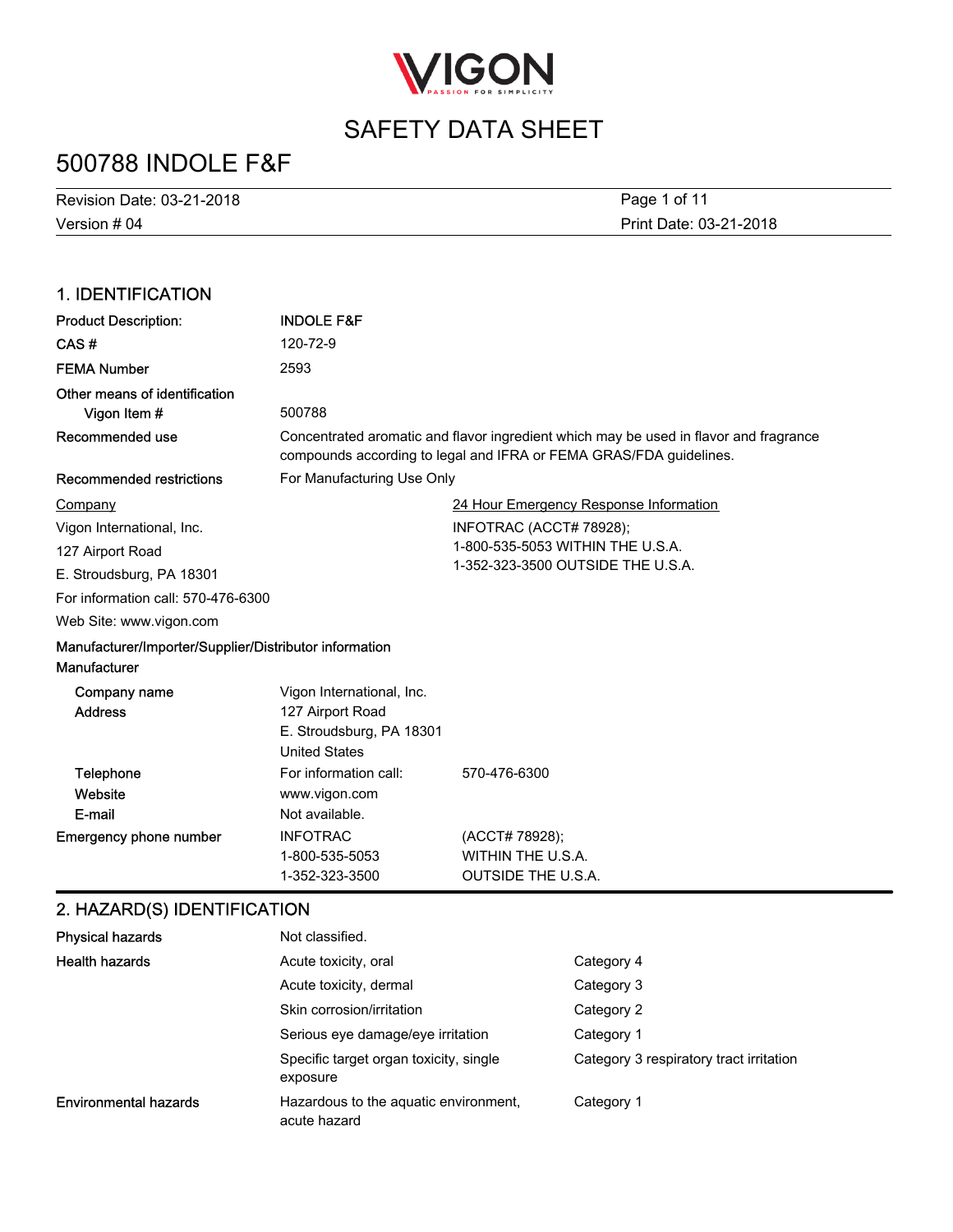VIGON

PASSION FOR SIMPLICITY

# SAFETY DATA SHEET

# 500788 INDOLE F&F

Revision Date: 03-21-2018
Version # 04
Print Date: 03-21-2018

## 1. IDENTIFICATION

| | |
|---|---|
| **Product Description:** | **INDOLE F&F** |
| **CAS #** | 120-72-9 |
| **FEMA Number** | 2593 |
| **Other means of identification** | |
| **Vigon Item #** | 500788 |
| **Recommended use** | Concentrated aromatic and flavor ingredient which may be used in flavor and fragrance compounds according to legal and IFRA or FEMA GRAS/FDA guidelines. |
| **Recommended restrictions** | For Manufacturing Use Only |

Company

Vigon International, Inc.
127 Airport Road
E. Stroudsburg, PA 18301
For information call: 570-476-6300
Web Site: www.vigon.com

24 Hour Emergency Response Information

INFOTRAC (ACCT# 78928);
1-800-535-5053 WITHIN THE U.S.A.
1-352-323-3500 OUTSIDE THE U.S.A.

**Manufacturer/Importer/Supplier/Distributor information**

**Manufacturer**

| | | |
|---|---|---|
| **Company name** | Vigon International, Inc. | |
| **Address** | 127 Airport Road<br>E. Stroudsburg, PA 18301<br>United States | |
| **Telephone** | For information call: | 570-476-6300 |
| **Website** | www.vigon.com | |
| **E-mail** | Not available. | |
| **Emergency phone number** | INFOTRAC<br>1-800-535-5053<br>1-352-323-3500 | (ACCT# 78928);<br>WITHIN THE U.S.A.<br>OUTSIDE THE U.S.A. |

## 2. HAZARD(S) IDENTIFICATION

| | | |
|---|---|---|
| **Physical hazards** | Not classified. | |
| **Health hazards** | Acute toxicity, oral | Category 4 |
| | Acute toxicity, dermal | Category 3 |
| | Skin corrosion/irritation | Category 2 |
| | Serious eye damage/eye irritation | Category 1 |
| | Specific target organ toxicity, single exposure | Category 3 respiratory tract irritation |
| **Environmental hazards** | Hazardous to the aquatic environment, acute hazard | Category 1 |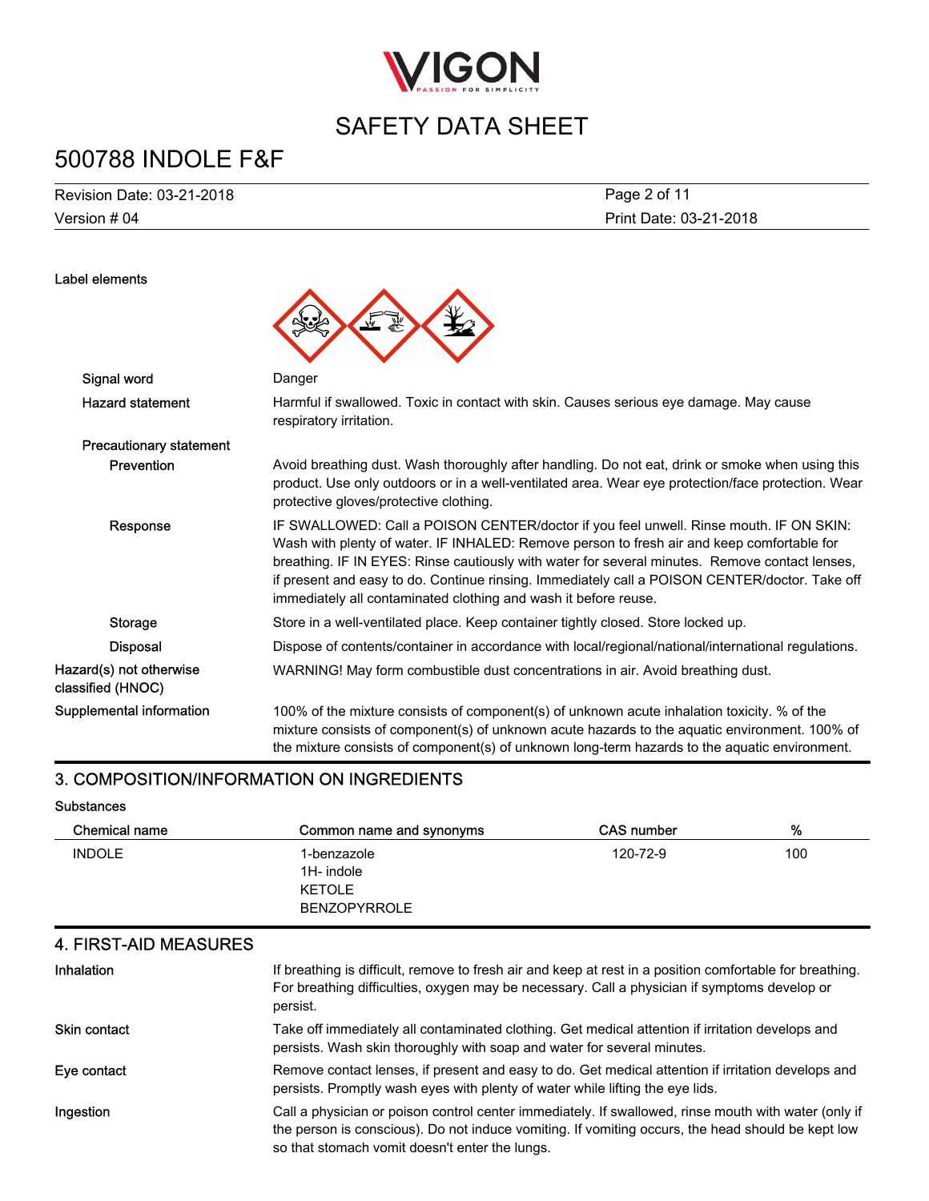**Label elements**

| | |
|---|---|
| Signal word | Danger |
| Hazard statement | Harmful if swallowed. Toxic in contact with skin. Causes serious eye damage. May cause respiratory irritation. |
| **Precautionary statement** | |
| Prevention | Avoid breathing dust. Wash thoroughly after handling. Do not eat, drink or smoke when using this product. Use only outdoors or in a well-ventilated area. Wear eye protection/face protection. Wear protective gloves/protective clothing. |
| Response | IF SWALLOWED: Call a POISON CENTER/doctor if you feel unwell. Rinse mouth. IF ON SKIN: Wash with plenty of water. IF INHALED: Remove person to fresh air and keep comfortable for breathing. IF IN EYES: Rinse cautiously with water for several minutes. Remove contact lenses, if present and easy to do. Continue rinsing. Immediately call a POISON CENTER/doctor. Take off immediately all contaminated clothing and wash it before reuse. |
| Storage | Store in a well-ventilated place. Keep container tightly closed. Store locked up. |
| Disposal | Dispose of contents/container in accordance with local/regional/national/international regulations. |
| Hazard(s) not otherwise classified (HNOC) | WARNING! May form combustible dust concentrations in air. Avoid breathing dust. |
| Supplemental information | 100% of the mixture consists of component(s) of unknown acute inhalation toxicity. % of the mixture consists of component(s) of unknown acute hazards to the aquatic environment. 100% of the mixture consists of component(s) of unknown long-term hazards to the aquatic environment. |

## 3. COMPOSITION/INFORMATION ON INGREDIENTS

**Substances**

| Chemical name | Common name and synonyms | CAS number | % |
|---|---|---|---|
| INDOLE | 1-benzazole<br>1H- indole<br>KETOLE<br>BENZOPYRROLE | 120-72-9 | 100 |

## 4. FIRST-AID MEASURES

| | |
|---|---|
| Inhalation | If breathing is difficult, remove to fresh air and keep at rest in a position comfortable for breathing. For breathing difficulties, oxygen may be necessary. Call a physician if symptoms develop or persist. |
| Skin contact | Take off immediately all contaminated clothing. Get medical attention if irritation develops and persists. Wash skin thoroughly with soap and water for several minutes. |
| Eye contact | Remove contact lenses, if present and easy to do. Get medical attention if irritation develops and persists. Promptly wash eyes with plenty of water while lifting the eye lids. |
| Ingestion | Call a physician or poison control center immediately. If swallowed, rinse mouth with water (only if the person is conscious). Do not induce vomiting. If vomiting occurs, the head should be kept low so that stomach vomit doesn't enter the lungs. |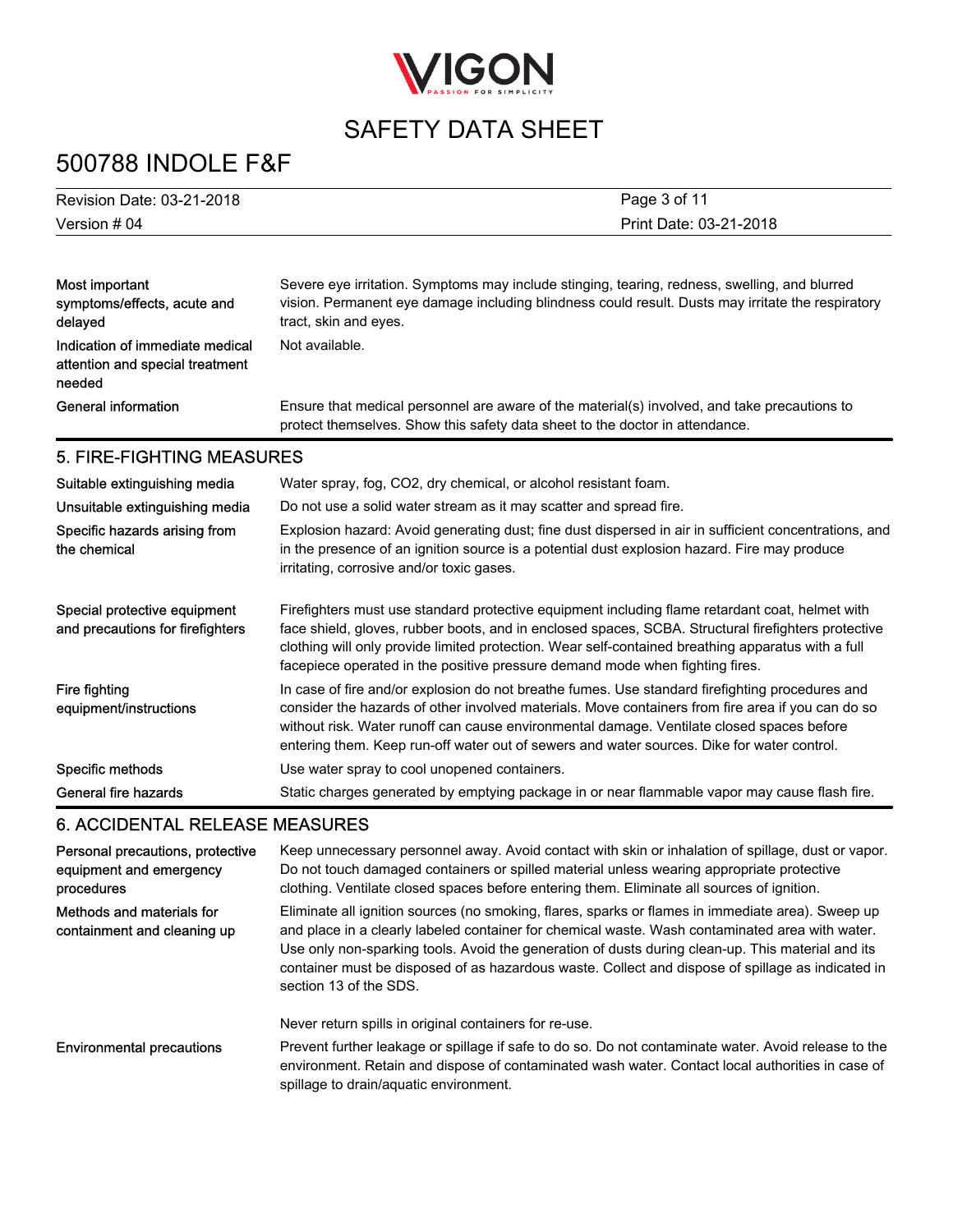| | |
|---|---|
| Most important symptoms/effects, acute and delayed | Severe eye irritation. Symptoms may include stinging, tearing, redness, swelling, and blurred vision. Permanent eye damage including blindness could result. Dusts may irritate the respiratory tract, skin and eyes. |
| Indication of immediate medical attention and special treatment needed | Not available. |
| General information | Ensure that medical personnel are aware of the material(s) involved, and take precautions to protect themselves. Show this safety data sheet to the doctor in attendance. |

## 5. FIRE-FIGHTING MEASURES

| | |
|---|---|
| Suitable extinguishing media | Water spray, fog, $CO_2$, dry chemical, or alcohol resistant foam. |
| Unsuitable extinguishing media | Do not use a solid water stream as it may scatter and spread fire. |
| Specific hazards arising from the chemical | Explosion hazard: Avoid generating dust; fine dust dispersed in air in sufficient concentrations, and in the presence of an ignition source is a potential dust explosion hazard. Fire may produce irritating, corrosive and/or toxic gases. |
| Special protective equipment and precautions for firefighters | Firefighters must use standard protective equipment including flame retardant coat, helmet with face shield, gloves, rubber boots, and in enclosed spaces, SCBA. Structural firefighters protective clothing will only provide limited protection. Wear self-contained breathing apparatus with a full facepiece operated in the positive pressure demand mode when fighting fires. |
| Fire fighting equipment/instructions | In case of fire and/or explosion do not breathe fumes. Use standard firefighting procedures and consider the hazards of other involved materials. Move containers from fire area if you can do so without risk. Water runoff can cause environmental damage. Ventilate closed spaces before entering them. Keep run-off water out of sewers and water sources. Dike for water control. |
| Specific methods | Use water spray to cool unopened containers. |
| General fire hazards | Static charges generated by emptying package in or near flammable vapor may cause flash fire. |

## 6. ACCIDENTAL RELEASE MEASURES

| | |
|---|---|
| Personal precautions, protective equipment and emergency procedures | Keep unnecessary personnel away. Avoid contact with skin or inhalation of spillage, dust or vapor. Do not touch damaged containers or spilled material unless wearing appropriate protective clothing. Ventilate closed spaces before entering them. Eliminate all sources of ignition. |
| Methods and materials for containment and cleaning up | Eliminate all ignition sources (no smoking, flares, sparks or flames in immediate area). Sweep up and place in a clearly labeled container for chemical waste. Wash contaminated area with water. Use only non-sparking tools. Avoid the generation of dusts during clean-up. This material and its container must be disposed of as hazardous waste. Collect and dispose of spillage as indicated in section 13 of the SDS.<br><br>Never return spills in original containers for re-use. |
| Environmental precautions | Prevent further leakage or spillage if safe to do so. Do not contaminate water. Avoid release to the environment. Retain and dispose of contaminated wash water. Contact local authorities in case of spillage to drain/aquatic environment. |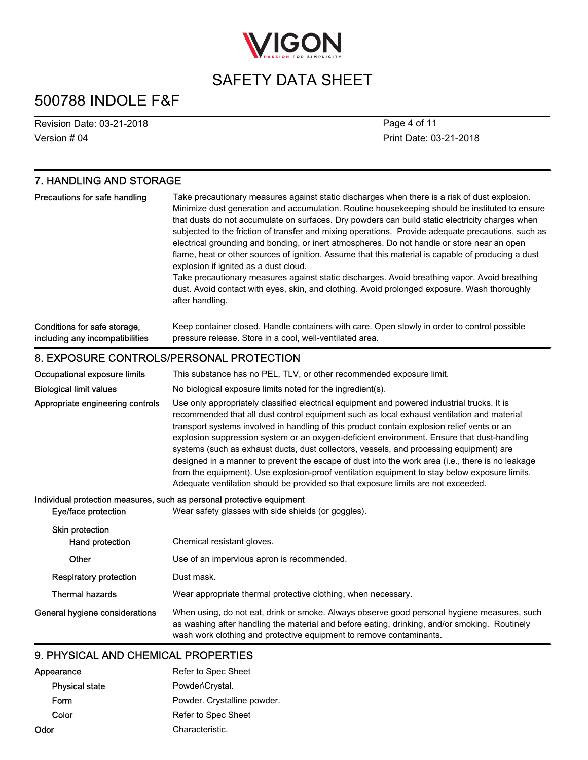## 7. HANDLING AND STORAGE

**Precautions for safe handling**

Take precautionary measures against static discharges when there is a risk of dust explosion. Minimize dust generation and accumulation. Routine housekeeping should be instituted to ensure that dusts do not accumulate on surfaces. Dry powders can build static electricity charges when subjected to the friction of transfer and mixing operations. Provide adequate precautions, such as electrical grounding and bonding, or inert atmospheres. Do not handle or store near an open flame, heat or other sources of ignition. Assume that this material is capable of producing a dust explosion if ignited as a dust cloud.
Take precautionary measures against static discharges. Avoid breathing vapor. Avoid breathing dust. Avoid contact with eyes, skin, and clothing. Avoid prolonged exposure. Wash thoroughly after handling.

**Conditions for safe storage, including any incompatibilities**

Keep container closed. Handle containers with care. Open slowly in order to control possible pressure release. Store in a cool, well-ventilated area.

## 8. EXPOSURE CONTROLS/PERSONAL PROTECTION

**Occupational exposure limits**

This substance has no PEL, TLV, or other recommended exposure limit.

**Biological limit values**

No biological exposure limits noted for the ingredient(s).

**Appropriate engineering controls**

Use only appropriately classified electrical equipment and powered industrial trucks. It is recommended that all dust control equipment such as local exhaust ventilation and material transport systems involved in handling of this product contain explosion relief vents or an explosion suppression system or an oxygen-deficient environment. Ensure that dust-handling systems (such as exhaust ducts, dust collectors, vessels, and processing equipment) are designed in a manner to prevent the escape of dust into the work area (i.e., there is no leakage from the equipment). Use explosion-proof ventilation equipment to stay below exposure limits. Adequate ventilation should be provided so that exposure limits are not exceeded.

**Individual protection measures, such as personal protective equipment**

**Eye/face protection**

Wear safety glasses with side shields (or goggles).

**Skin protection**

**Hand protection**

Chemical resistant gloves.

**Other**

Use of an impervious apron is recommended.

**Respiratory protection**

Dust mask.

**Thermal hazards**

Wear appropriate thermal protective clothing, when necessary.

**General hygiene considerations**

When using, do not eat, drink or smoke. Always observe good personal hygiene measures, such as washing after handling the material and before eating, drinking, and/or smoking. Routinely wash work clothing and protective equipment to remove contaminants.

## 9. PHYSICAL AND CHEMICAL PROPERTIES

| | |
|---|---|
| **Appearance** | Refer to Spec Sheet |
| **Physical state** | Powder\Crystal. |
| **Form** | Powder. Crystalline powder. |
| **Color** | Refer to Spec Sheet |
| **Odor** | Characteristic. |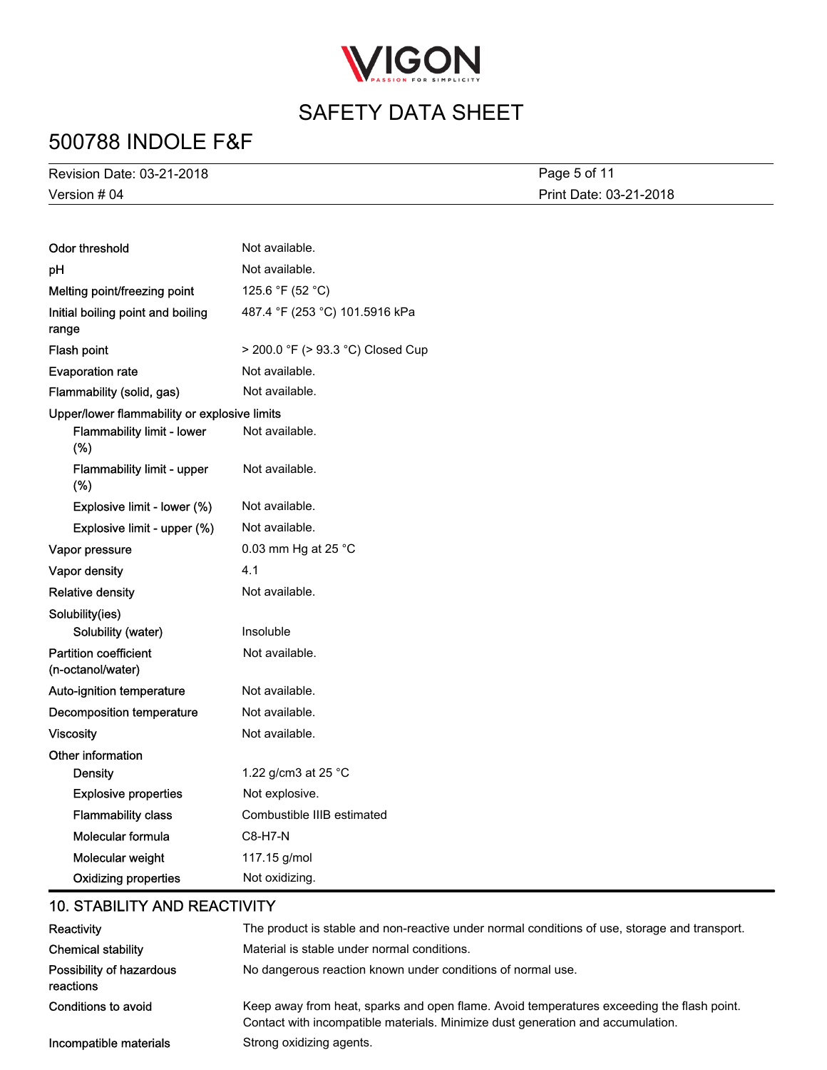| | |
|---|---|
| Odor threshold | Not available. |
| pH | Not available. |
| Melting point/freezing point | 125.6 °F (52 °C) |
| Initial boiling point and boiling range | 487.4 °F (253 °C) 101.5916 kPa |
| Flash point | > 200.0 °F (> 93.3 °C) Closed Cup |
| Evaporation rate | Not available. |
| Flammability (solid, gas) | Not available. |
| Upper/lower flammability or explosive limits | |
| Flammability limit - lower (%) | Not available. |
| Flammability limit - upper (%) | Not available. |
| Explosive limit - lower (%) | Not available. |
| Explosive limit - upper (%) | Not available. |
| Vapor pressure | 0.03 mm Hg at 25 °C |
| Vapor density | 4.1 |
| Relative density | Not available. |
| Solubility(ies) | |
| Solubility (water) | Insoluble |
| Partition coefficient (n-octanol/water) | Not available. |
| Auto-ignition temperature | Not available. |
| Decomposition temperature | Not available. |
| Viscosity | Not available. |
| Other information | |
| Density | 1.22 g/cm3 at 25 °C |
| Explosive properties | Not explosive. |
| Flammability class | Combustible IIIB estimated |
| Molecular formula | C8-H7-N |
| Molecular weight | 117.15 g/mol |
| Oxidizing properties | Not oxidizing. |

## 10. STABILITY AND REACTIVITY

| | |
|---|---|
| Reactivity | The product is stable and non-reactive under normal conditions of use, storage and transport. |
| Chemical stability | Material is stable under normal conditions. |
| Possibility of hazardous reactions | No dangerous reaction known under conditions of normal use. |
| Conditions to avoid | Keep away from heat, sparks and open flame. Avoid temperatures exceeding the flash point. Contact with incompatible materials. Minimize dust generation and accumulation. |
| Incompatible materials | Strong oxidizing agents. |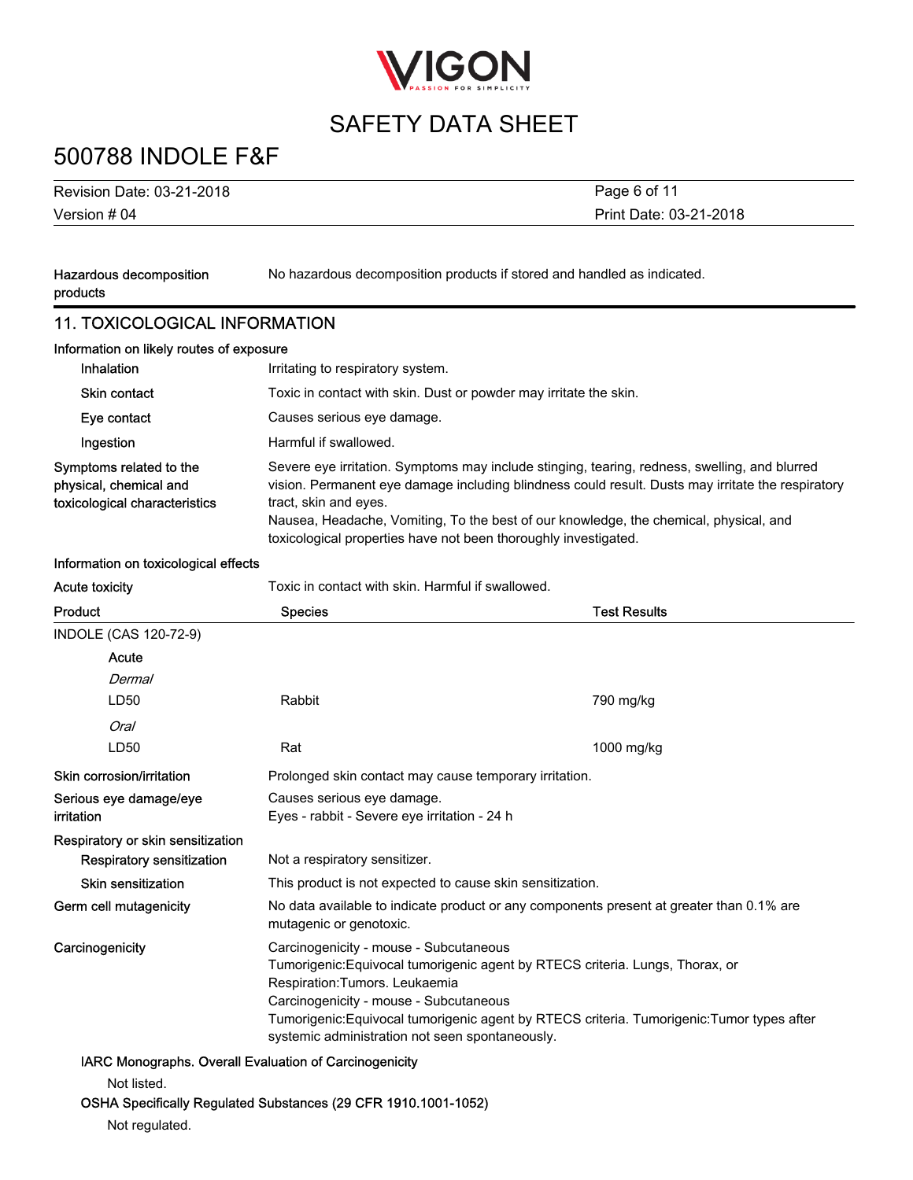**Hazardous decomposition products**: No hazardous decomposition products if stored and handled as indicated.

## 11. TOXICOLOGICAL INFORMATION

**Information on likely routes of exposure**

| | |
|---|---|
| **Inhalation** | Irritating to respiratory system. |
| **Skin contact** | Toxic in contact with skin. Dust or powder may irritate the skin. |
| **Eye contact** | Causes serious eye damage. |
| **Ingestion** | Harmful if swallowed. |
| **Symptoms related to the physical, chemical and toxicological characteristics** | Severe eye irritation. Symptoms may include stinging, tearing, redness, swelling, and blurred vision. Permanent eye damage including blindness could result. Dusts may irritate the respiratory tract, skin and eyes.<br>Nausea, Headache, Vomiting, To the best of our knowledge, the chemical, physical, and toxicological properties have not been thoroughly investigated. |

**Information on toxicological effects**

**Acute toxicity**: Toxic in contact with skin. Harmful if swallowed.

| Product | Species | Test Results |
|---|---|---|
| INDOLE (CAS 120-72-9) | | |
| **Acute** | | |
| *Dermal* | | |
| LD50 | Rabbit | 790 mg/kg |
| *Oral* | | |
| LD50 | Rat | 1000 mg/kg |

| | |
|---|---|
| **Skin corrosion/irritation** | Prolonged skin contact may cause temporary irritation. |
| **Serious eye damage/eye irritation** | Causes serious eye damage.<br>Eyes - rabbit - Severe eye irritation - 24 h |
| **Respiratory or skin sensitization** | |
| **Respiratory sensitization** | Not a respiratory sensitizer. |
| **Skin sensitization** | This product is not expected to cause skin sensitization. |
| **Germ cell mutagenicity** | No data available to indicate product or any components present at greater than 0.1% are mutagenic or genotoxic. |
| **Carcinogenicity** | Carcinogenicity - mouse - Subcutaneous<br>Tumorigenic:Equivocal tumorigenic agent by RTECS criteria. Lungs, Thorax, or Respiration:Tumors. Leukaemia<br>Carcinogenicity - mouse - Subcutaneous<br>Tumorigenic:Equivocal tumorigenic agent by RTECS criteria. Tumorigenic:Tumor types after systemic administration not seen spontaneously. |

**IARC Monographs. Overall Evaluation of Carcinogenicity**

Not listed.

**OSHA Specifically Regulated Substances (29 CFR 1910.1001-1052)**

Not regulated.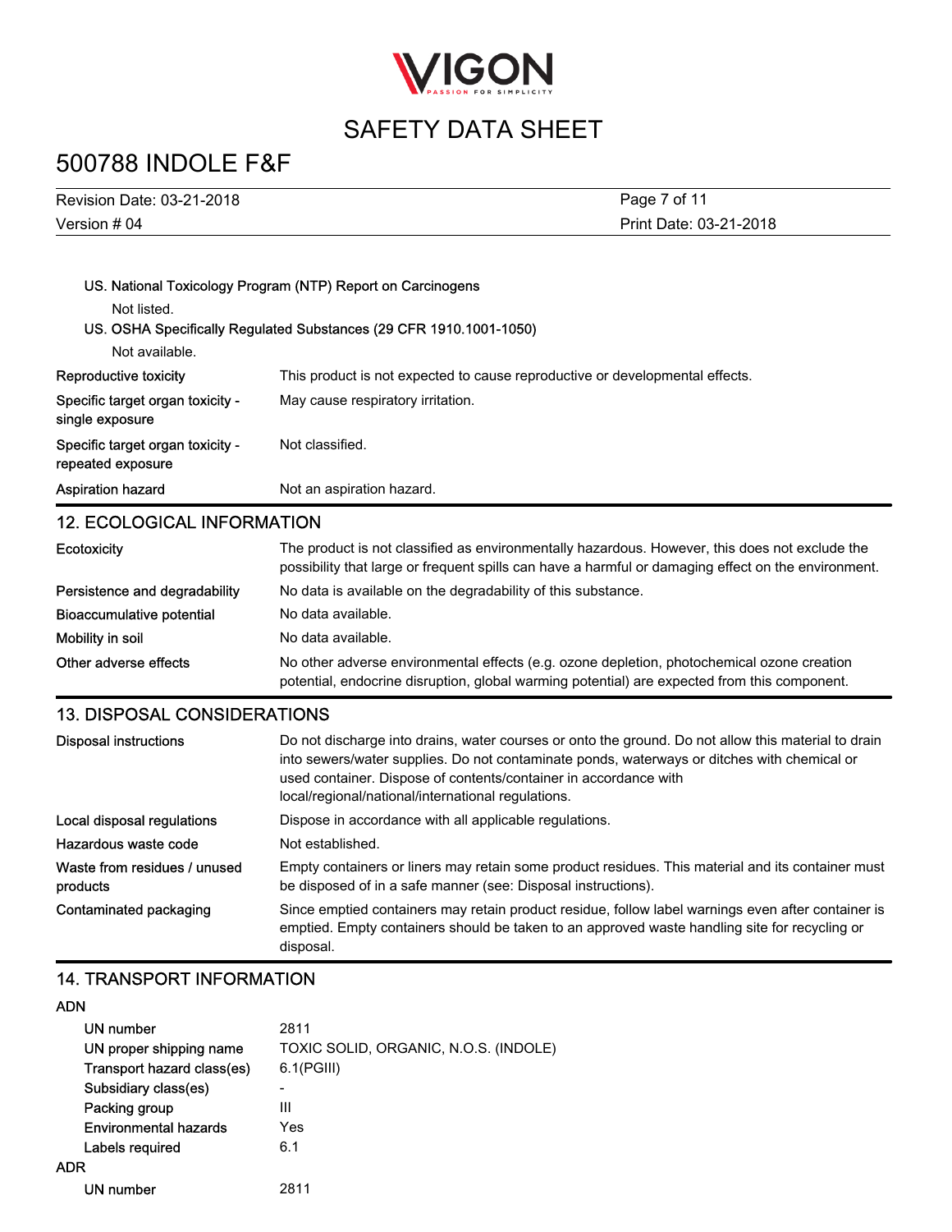US. National Toxicology Program (NTP) Report on Carcinogens

Not listed.

US. OSHA Specifically Regulated Substances (29 CFR 1910.1001-1050)

Not available.

| | |
|---|---|
| Reproductive toxicity | This product is not expected to cause reproductive or developmental effects. |
| Specific target organ toxicity - single exposure | May cause respiratory irritation. |
| Specific target organ toxicity - repeated exposure | Not classified. |
| Aspiration hazard | Not an aspiration hazard. |

## 12. ECOLOGICAL INFORMATION

| | |
|---|---|
| Ecotoxicity | The product is not classified as environmentally hazardous. However, this does not exclude the possibility that large or frequent spills can have a harmful or damaging effect on the environment. |
| Persistence and degradability | No data is available on the degradability of this substance. |
| Bioaccumulative potential | No data available. |
| Mobility in soil | No data available. |
| Other adverse effects | No other adverse environmental effects (e.g. ozone depletion, photochemical ozone creation potential, endocrine disruption, global warming potential) are expected from this component. |

## 13. DISPOSAL CONSIDERATIONS

| | |
|---|---|
| Disposal instructions | Do not discharge into drains, water courses or onto the ground. Do not allow this material to drain into sewers/water supplies. Do not contaminate ponds, waterways or ditches with chemical or used container. Dispose of contents/container in accordance with local/regional/national/international regulations. |
| Local disposal regulations | Dispose in accordance with all applicable regulations. |
| Hazardous waste code | Not established. |
| Waste from residues / unused products | Empty containers or liners may retain some product residues. This material and its container must be disposed of in a safe manner (see: Disposal instructions). |
| Contaminated packaging | Since emptied containers may retain product residue, follow label warnings even after container is emptied. Empty containers should be taken to an approved waste handling site for recycling or disposal. |

## 14. TRANSPORT INFORMATION

**ADN**

| | |
|---|---|
| UN number | 2811 |
| UN proper shipping name | TOXIC SOLID, ORGANIC, N.O.S. (INDOLE) |
| Transport hazard class(es) | 6.1(PGIII) |
| Subsidiary class(es) | - |
| Packing group | III |
| Environmental hazards | Yes |
| Labels required | 6.1 |

**ADR**

| | |
|---|---|
| UN number | 2811 |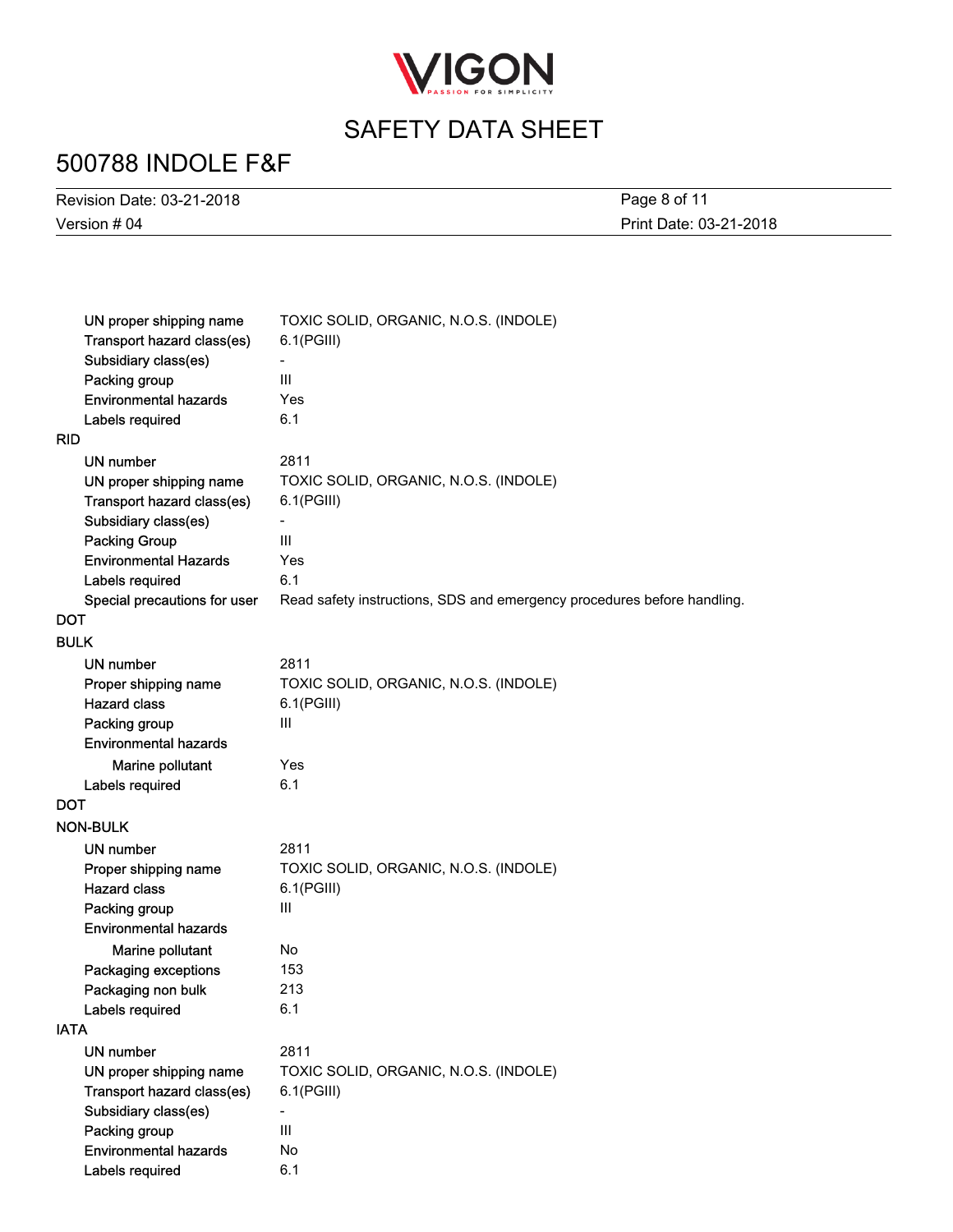| | |
|---|---|
| UN proper shipping name | TOXIC SOLID, ORGANIC, N.O.S. (INDOLE) |
| Transport hazard class(es) | 6.1(PGIII) |
| Subsidiary class(es) | - |
| Packing group | III |
| Environmental hazards | Yes |
| Labels required | 6.1 |

**RID**

| | |
|---|---|
| UN number | 2811 |
| UN proper shipping name | TOXIC SOLID, ORGANIC, N.O.S. (INDOLE) |
| Transport hazard class(es) | 6.1(PGIII) |
| Subsidiary class(es) | - |
| Packing Group | III |
| Environmental Hazards | Yes |
| Labels required | 6.1 |
| Special precautions for user | Read safety instructions, SDS and emergency procedures before handling. |

**DOT**

**BULK**

| | |
|---|---|
| UN number | 2811 |
| Proper shipping name | TOXIC SOLID, ORGANIC, N.O.S. (INDOLE) |
| Hazard class | 6.1(PGIII) |
| Packing group | III |
| Environmental hazards | |
| Marine pollutant | Yes |
| Labels required | 6.1 |

**DOT**

**NON-BULK**

| | |
|---|---|
| UN number | 2811 |
| Proper shipping name | TOXIC SOLID, ORGANIC, N.O.S. (INDOLE) |
| Hazard class | 6.1(PGIII) |
| Packing group | III |
| Environmental hazards | |
| Marine pollutant | No |
| Packaging exceptions | 153 |
| Packaging non bulk | 213 |
| Labels required | 6.1 |

**IATA**

| | |
|---|---|
| UN number | 2811 |
| UN proper shipping name | TOXIC SOLID, ORGANIC, N.O.S. (INDOLE) |
| Transport hazard class(es) | 6.1(PGIII) |
| Subsidiary class(es) | - |
| Packing group | III |
| Environmental hazards | No |
| Labels required | 6.1 |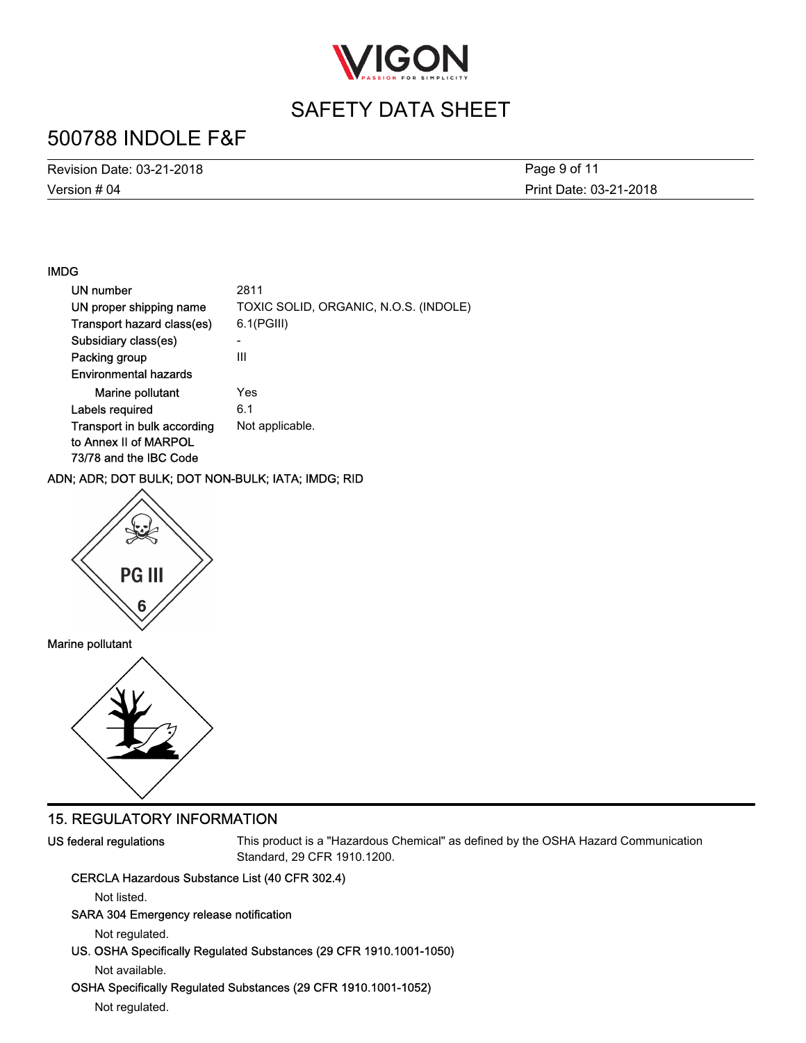### IMDG

| | |
|---|---|
| UN number | 2811 |
| UN proper shipping name | TOXIC SOLID, ORGANIC, N.O.S. (INDOLE) |
| Transport hazard class(es) | 6.1(PGIII) |
| Subsidiary class(es) | - |
| Packing group | III |
| Environmental hazards | |
| Marine pollutant | Yes |
| Labels required | 6.1 |
| Transport in bulk according to Annex II of MARPOL 73/78 and the IBC Code | Not applicable. |

ADN; ADR; DOT BULK; DOT NON-BULK; IATA; IMDG; RID

Marine pollutant

## 15. REGULATORY INFORMATION

**US federal regulations**

This product is a "Hazardous Chemical" as defined by the OSHA Hazard Communication Standard, 29 CFR 1910.1200.

**CERCLA Hazardous Substance List (40 CFR 302.4)**

Not listed.

**SARA 304 Emergency release notification**

Not regulated.

**US. OSHA Specifically Regulated Substances (29 CFR 1910.1001-1050)**

Not available.

**OSHA Specifically Regulated Substances (29 CFR 1910.1001-1052)**

Not regulated.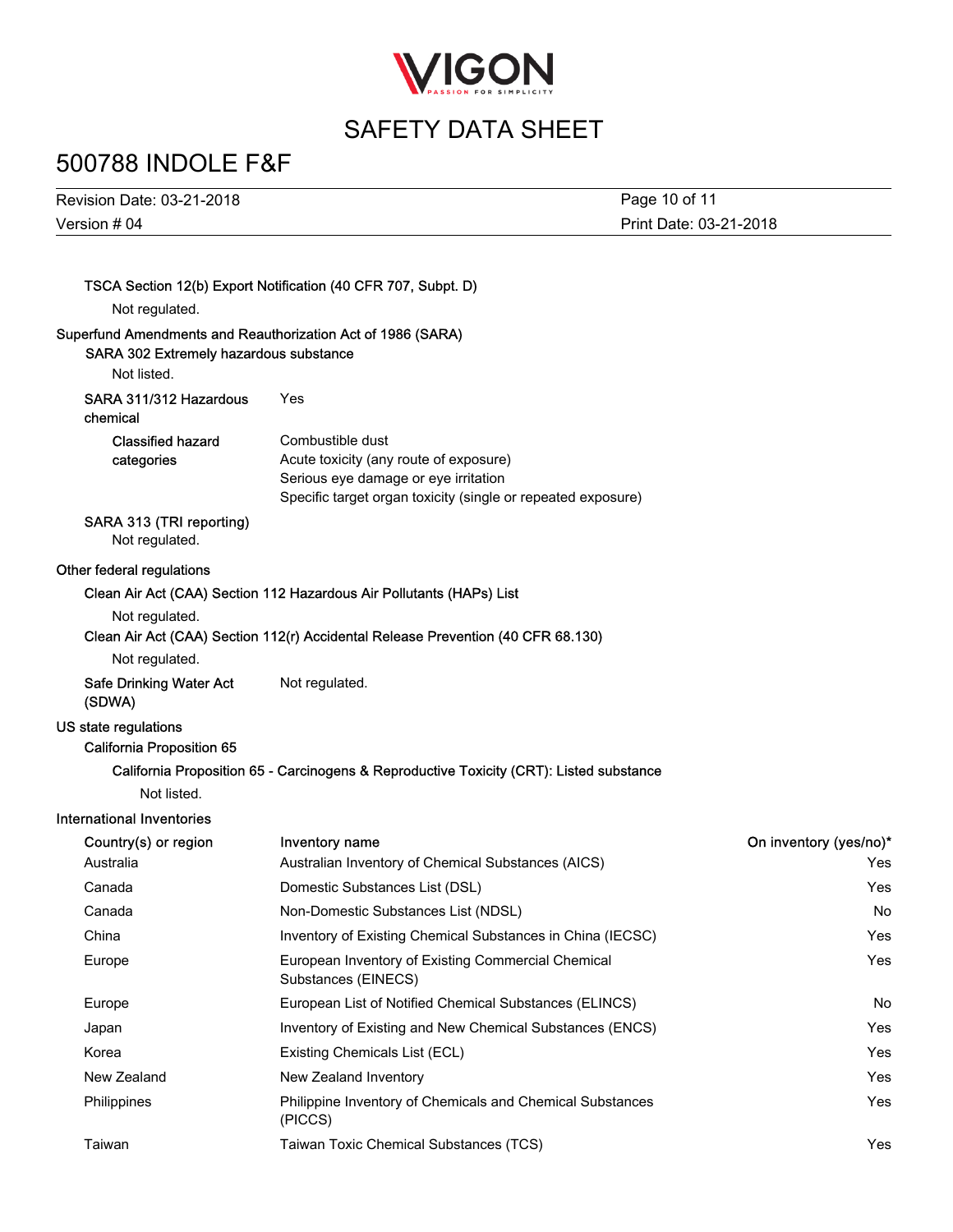**TSCA Section 12(b) Export Notification (40 CFR 707, Subpt. D)**

Not regulated.

**Superfund Amendments and Reauthorization Act of 1986 (SARA)**

**SARA 302 Extremely hazardous substance**

Not listed.

**SARA 311/312 Hazardous chemical** Yes

**Classified hazard categories**
Combustible dust
Acute toxicity (any route of exposure)
Serious eye damage or eye irritation
Specific target organ toxicity (single or repeated exposure)

**SARA 313 (TRI reporting)**

Not regulated.

**Other federal regulations**

**Clean Air Act (CAA) Section 112 Hazardous Air Pollutants (HAPs) List**

Not regulated.

**Clean Air Act (CAA) Section 112(r) Accidental Release Prevention (40 CFR 68.130)**

Not regulated.

**Safe Drinking Water Act (SDWA)** Not regulated.

**US state regulations**

**California Proposition 65**

**California Proposition 65 - Carcinogens & Reproductive Toxicity (CRT): Listed substance**

Not listed.

**International Inventories**

| Country(s) or region | Inventory name | On inventory (yes/no)* |
|---|---|---|
| Australia | Australian Inventory of Chemical Substances (AICS) | Yes |
| Canada | Domestic Substances List (DSL) | Yes |
| Canada | Non-Domestic Substances List (NDSL) | No |
| China | Inventory of Existing Chemical Substances in China (IECSC) | Yes |
| Europe | European Inventory of Existing Commercial Chemical Substances (EINECS) | Yes |
| Europe | European List of Notified Chemical Substances (ELINCS) | No |
| Japan | Inventory of Existing and New Chemical Substances (ENCS) | Yes |
| Korea | Existing Chemicals List (ECL) | Yes |
| New Zealand | New Zealand Inventory | Yes |
| Philippines | Philippine Inventory of Chemicals and Chemical Substances (PICCS) | Yes |
| Taiwan | Taiwan Toxic Chemical Substances (TCS) | Yes |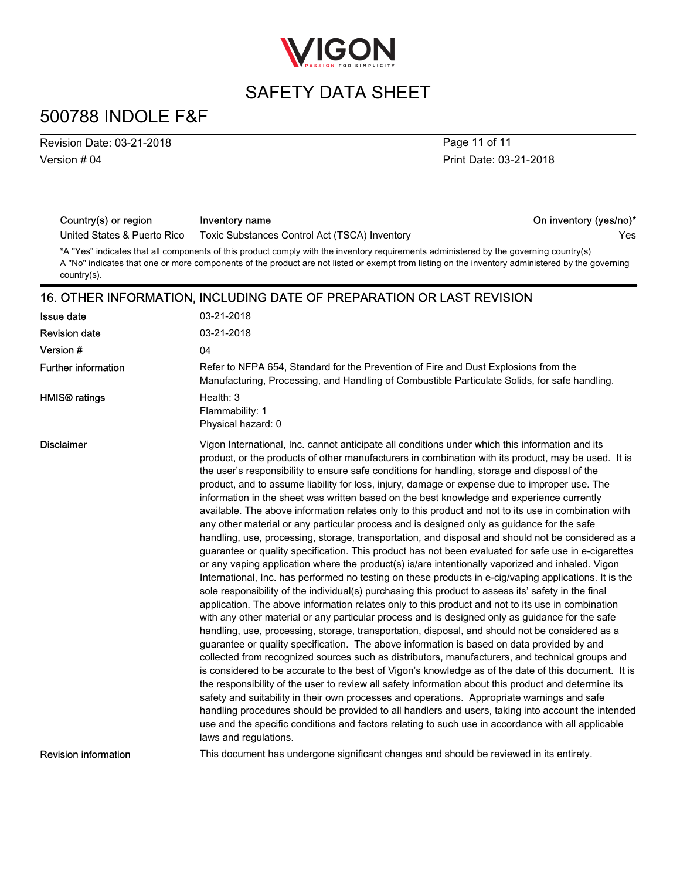| Country(s) or region | Inventory name | On inventory (yes/no)* |
| --- | --- | --- |
| United States & Puerto Rico | Toxic Substances Control Act (TSCA) Inventory | Yes |

*A "Yes" indicates that all components of this product comply with the inventory requirements administered by the governing country(s)
A "No" indicates that one or more components of the product are not listed or exempt from listing on the inventory administered by the governing country(s).

## 16. OTHER INFORMATION, INCLUDING DATE OF PREPARATION OR LAST REVISION

**Issue date** 03-21-2018

**Revision date** 03-21-2018

**Version #** 04

**Further information** Refer to NFPA 654, Standard for the Prevention of Fire and Dust Explosions from the Manufacturing, Processing, and Handling of Combustible Particulate Solids, for safe handling.

**HMIS® ratings**
Health: 3
Flammability: 1
Physical hazard: 0

**Disclaimer** Vigon International, Inc. cannot anticipate all conditions under which this information and its product, or the products of other manufacturers in combination with its product, may be used. It is the user's responsibility to ensure safe conditions for handling, storage and disposal of the product, and to assume liability for loss, injury, damage or expense due to improper use. The information in the sheet was written based on the best knowledge and experience currently available. The above information relates only to this product and not to its use in combination with any other material or any particular process and is designed only as guidance for the safe handling, use, processing, storage, transportation, and disposal and should not be considered as a guarantee or quality specification. This product has not been evaluated for safe use in e-cigarettes or any vaping application where the product(s) is/are intentionally vaporized and inhaled. Vigon International, Inc. has performed no testing on these products in e-cig/vaping applications. It is the sole responsibility of the individual(s) purchasing this product to assess its' safety in the final application. The above information relates only to this product and not to its use in combination with any other material or any particular process and is designed only as guidance for the safe handling, use, processing, storage, transportation, disposal, and should not be considered as a guarantee or quality specification. The above information is based on data provided by and collected from recognized sources such as distributors, manufacturers, and technical groups and is considered to be accurate to the best of Vigon's knowledge as of the date of this document. It is the responsibility of the user to review all safety information about this product and determine its safety and suitability in their own processes and operations. Appropriate warnings and safe handling procedures should be provided to all handlers and users, taking into account the intended use and the specific conditions and factors relating to such use in accordance with all applicable laws and regulations.

**Revision information** This document has undergone significant changes and should be reviewed in its entirety.